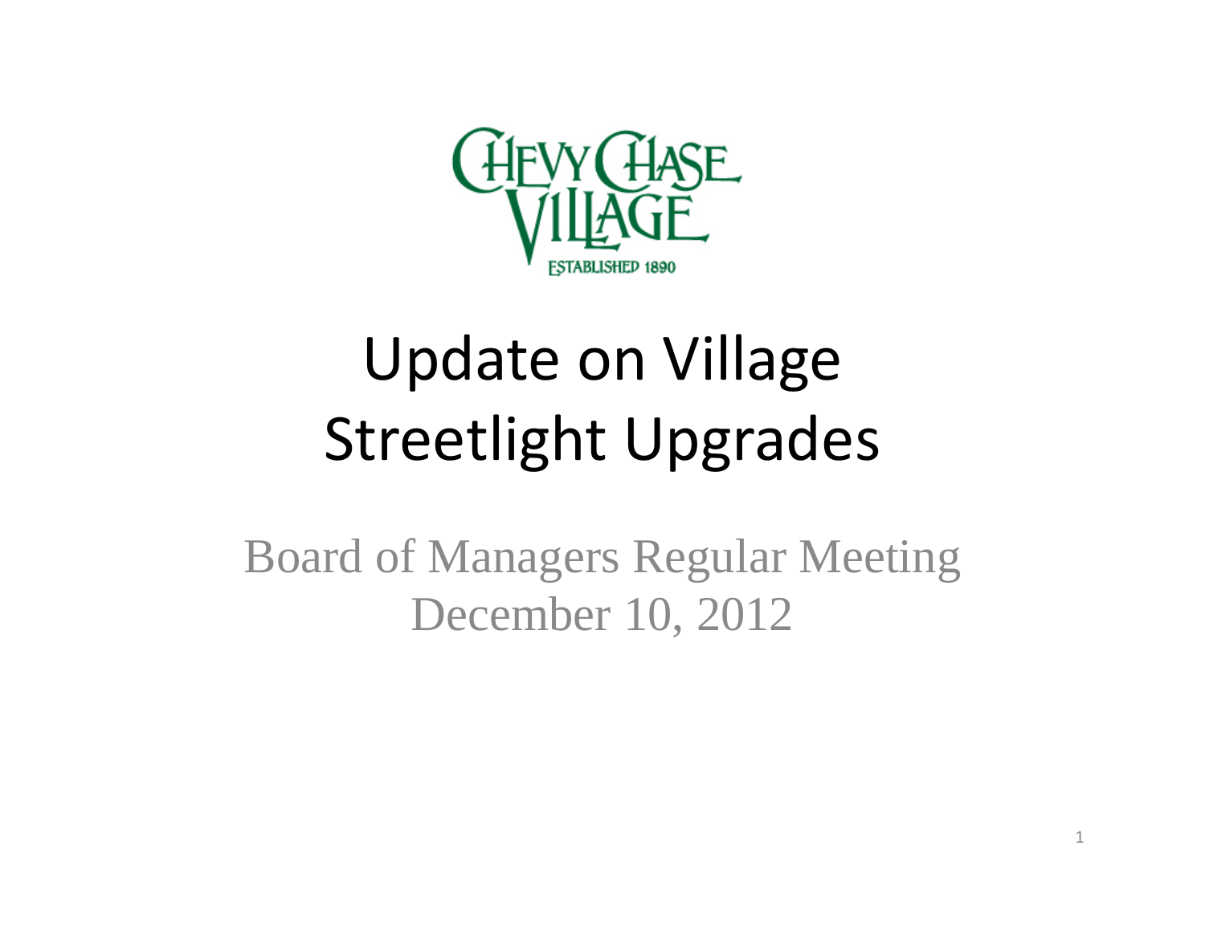CHEVY CHASE VILLAGE

ESTABLISHED 1890

# Update on Village Streetlight Upgrades

Board of Managers Regular Meeting
December 10, 2012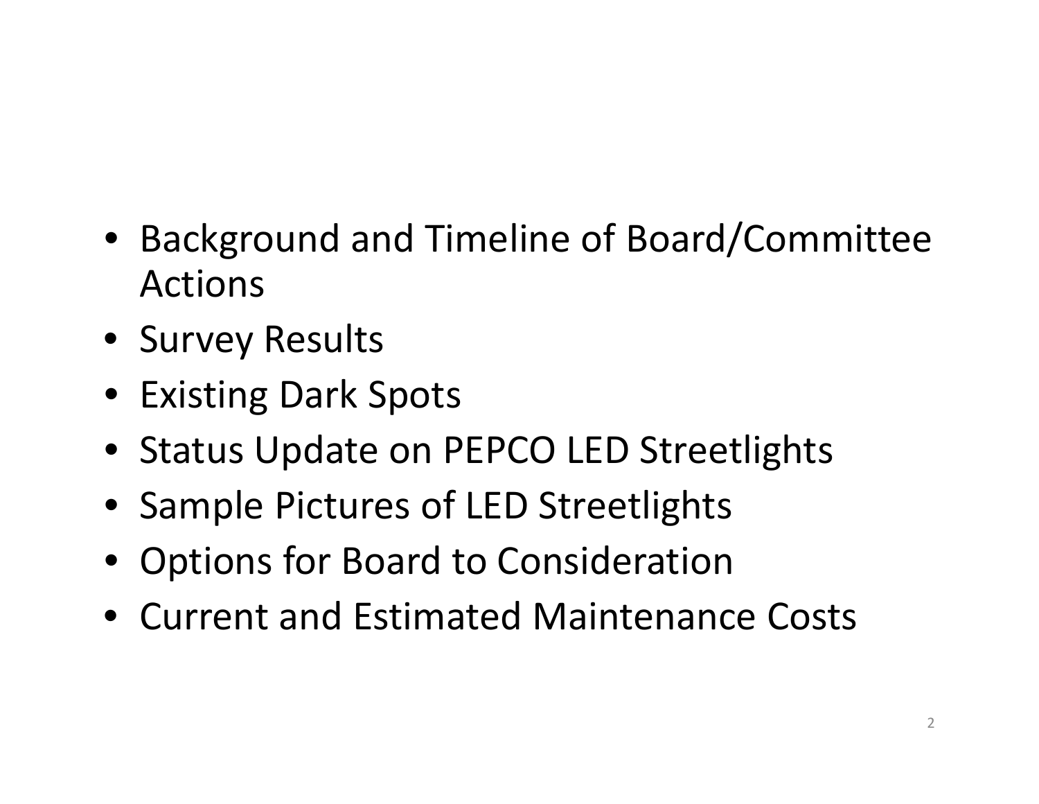- Background and Timeline of Board/Committee Actions
- Survey Results
- Existing Dark Spots
- Status Update on PEPCO LED Streetlights
- Sample Pictures of LED Streetlights
- Options for Board to Consideration
- Current and Estimated Maintenance Costs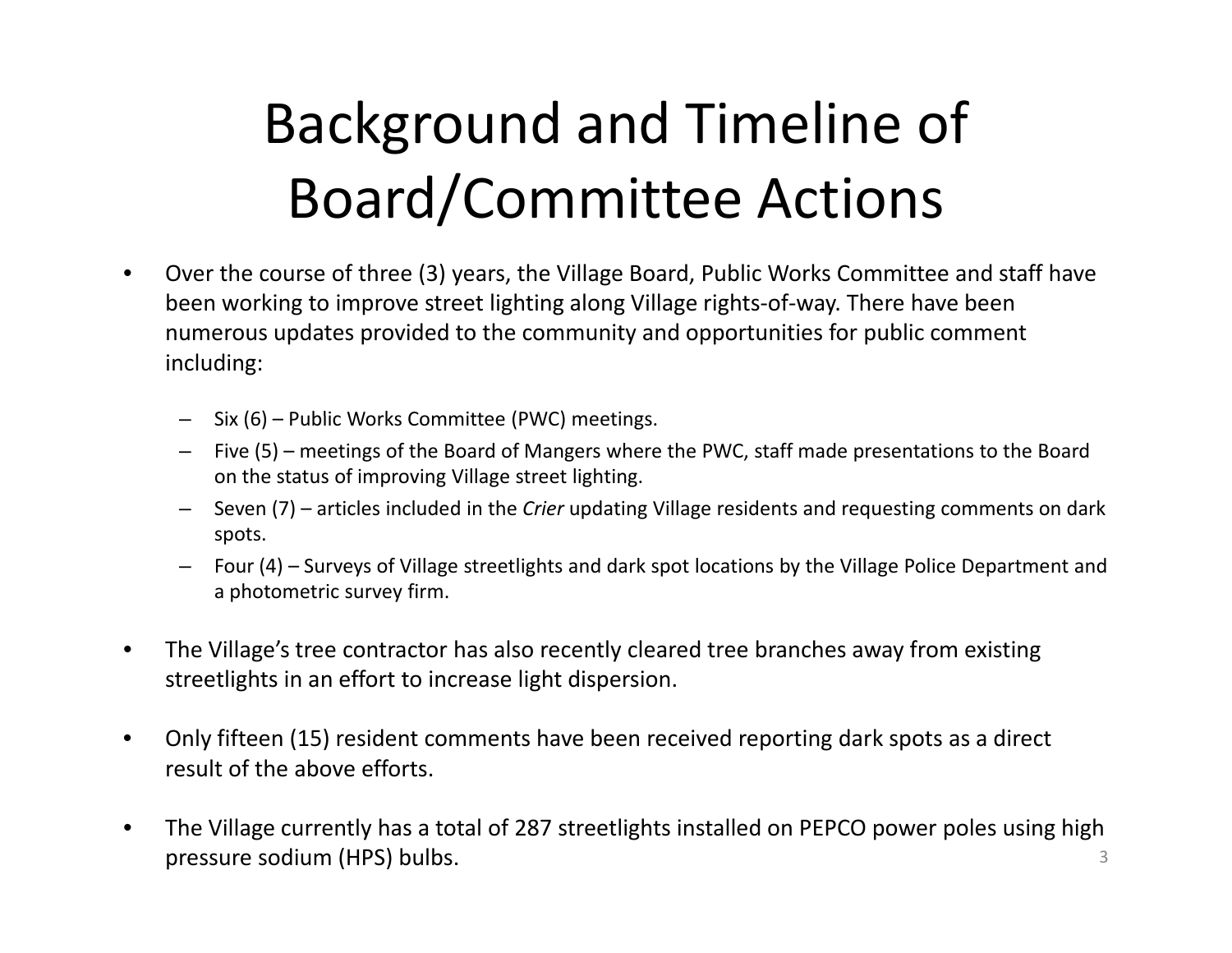# Background and Timeline of Board/Committee Actions

- Over the course of three (3) years, the Village Board, Public Works Committee and staff have been working to improve street lighting along Village rights-of-way. There have been numerous updates provided to the community and opportunities for public comment including:
  - Six (6) – Public Works Committee (PWC) meetings.
  - Five (5) – meetings of the Board of Mangers where the PWC, staff made presentations to the Board on the status of improving Village street lighting.
  - Seven (7) – articles included in the *Crier* updating Village residents and requesting comments on dark spots.
  - Four (4) – Surveys of Village streetlights and dark spot locations by the Village Police Department and a photometric survey firm.
- The Village's tree contractor has also recently cleared tree branches away from existing streetlights in an effort to increase light dispersion.
- Only fifteen (15) resident comments have been received reporting dark spots as a direct result of the above efforts.
- The Village currently has a total of 287 streetlights installed on PEPCO power poles using high pressure sodium (HPS) bulbs.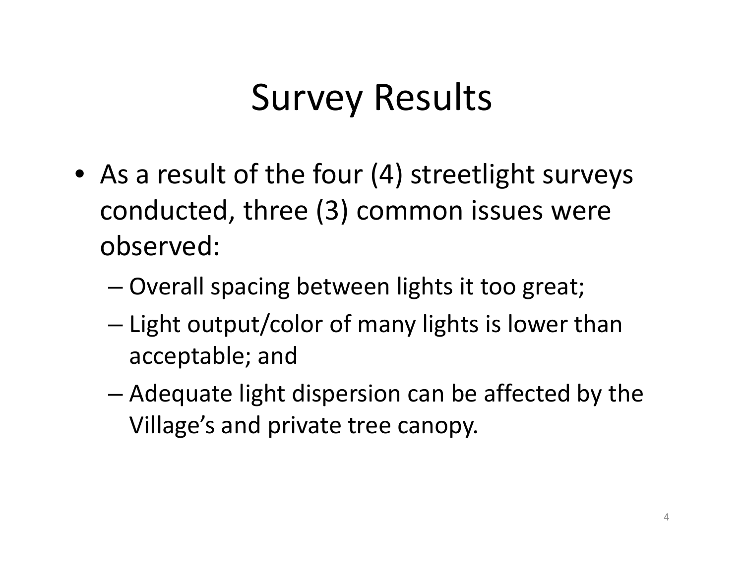# Survey Results

- As a result of the four (4) streetlight surveys conducted, three (3) common issues were observed:
  - Overall spacing between lights it too great;
  - Light output/color of many lights is lower than acceptable; and
  - Adequate light dispersion can be affected by the Village's and private tree canopy.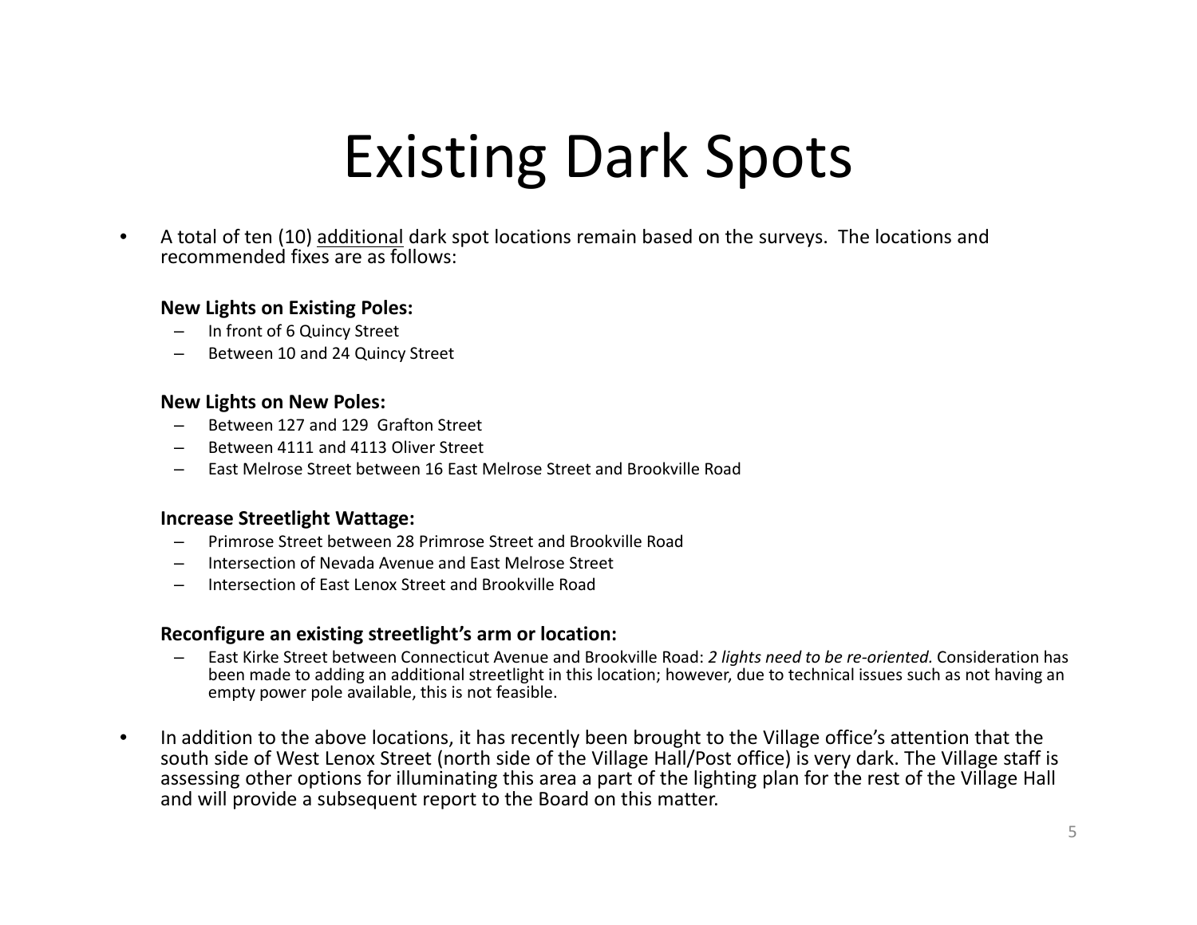# Existing Dark Spots

- A total of ten (10) <u>additional</u> dark spot locations remain based on the surveys. The locations and recommended fixes are as follows:

  **New Lights on Existing Poles:**
  - In front of 6 Quincy Street
  - Between 10 and 24 Quincy Street

  **New Lights on New Poles:**
  - Between 127 and 129 Grafton Street
  - Between 4111 and 4113 Oliver Street
  - East Melrose Street between 16 East Melrose Street and Brookville Road

  **Increase Streetlight Wattage:**
  - Primrose Street between 28 Primrose Street and Brookville Road
  - Intersection of Nevada Avenue and East Melrose Street
  - Intersection of East Lenox Street and Brookville Road

  **Reconfigure an existing streetlight's arm or location:**
  - East Kirke Street between Connecticut Avenue and Brookville Road: *2 lights need to be re-oriented.* Consideration has been made to adding an additional streetlight in this location; however, due to technical issues such as not having an empty power pole available, this is not feasible.

- In addition to the above locations, it has recently been brought to the Village office's attention that the south side of West Lenox Street (north side of the Village Hall/Post office) is very dark. The Village staff is assessing other options for illuminating this area a part of the lighting plan for the rest of the Village Hall and will provide a subsequent report to the Board on this matter.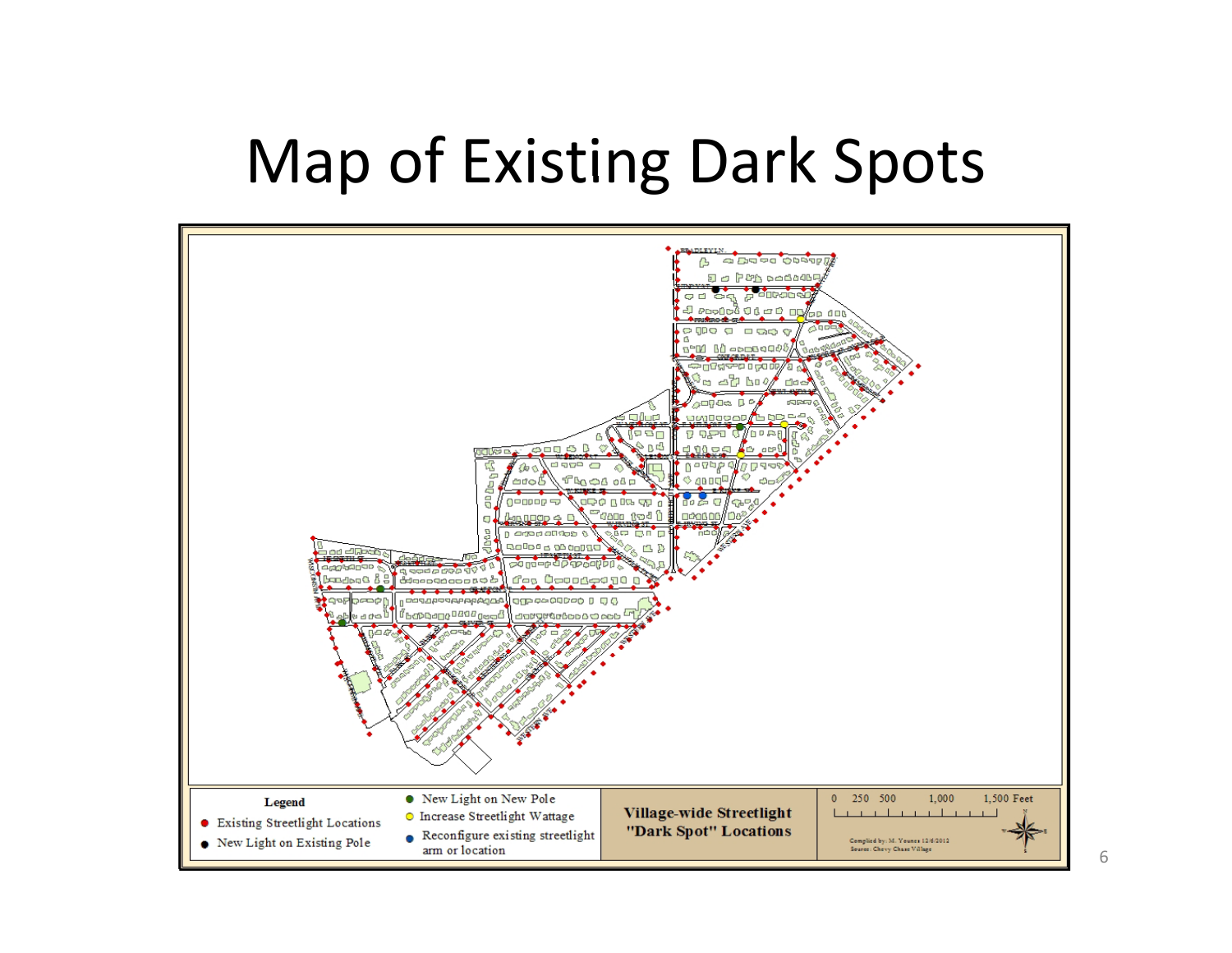# Map of Existing Dark Spots

Legend

Existing Streetlight Locations

New Light on Existing Pole

New Light on New Pole

Increase Streetlight Wattage

Reconfigure existing streetlight arm or location

Village-wide Streetlight "Dark Spot" Locations

0 250 500 1,000 1,500 Feet

Compiled by: M. Younes 12/6/2012

Source: Chevy Chase Village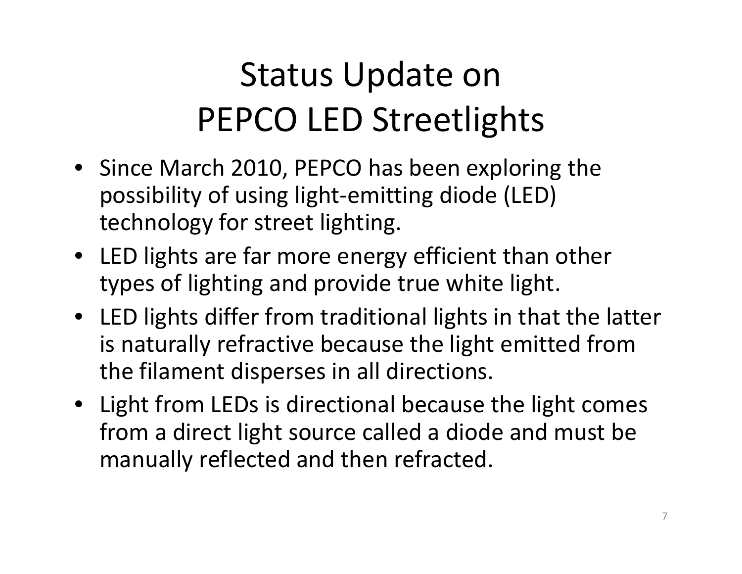# Status Update on PEPCO LED Streetlights

- Since March 2010, PEPCO has been exploring the possibility of using light-emitting diode (LED) technology for street lighting.
- LED lights are far more energy efficient than other types of lighting and provide true white light.
- LED lights differ from traditional lights in that the latter is naturally refractive because the light emitted from the filament disperses in all directions.
- Light from LEDs is directional because the light comes from a direct light source called a diode and must be manually reflected and then refracted.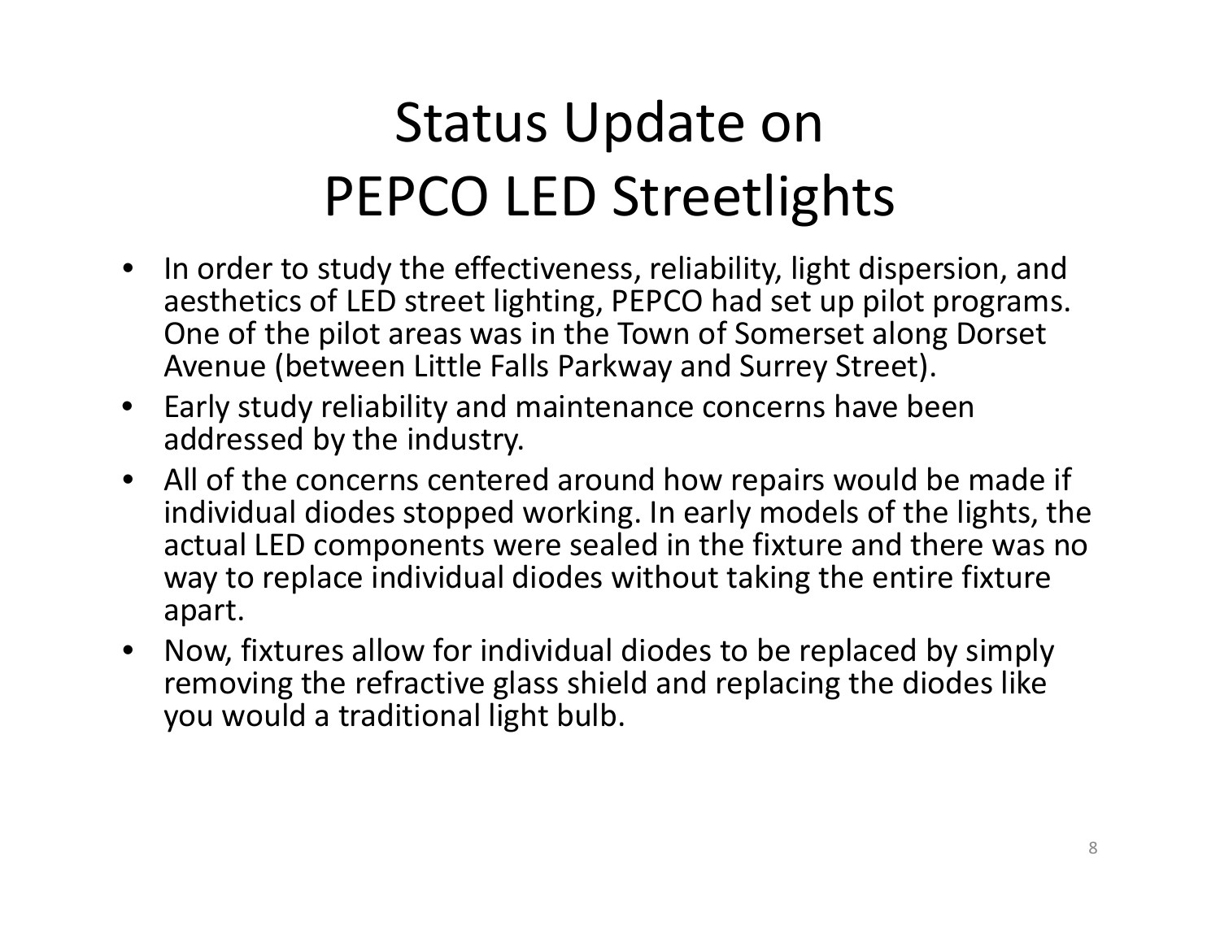# Status Update on PEPCO LED Streetlights

- In order to study the effectiveness, reliability, light dispersion, and aesthetics of LED street lighting, PEPCO had set up pilot programs. One of the pilot areas was in the Town of Somerset along Dorset Avenue (between Little Falls Parkway and Surrey Street).
- Early study reliability and maintenance concerns have been addressed by the industry.
- All of the concerns centered around how repairs would be made if individual diodes stopped working. In early models of the lights, the actual LED components were sealed in the fixture and there was no way to replace individual diodes without taking the entire fixture apart.
- Now, fixtures allow for individual diodes to be replaced by simply removing the refractive glass shield and replacing the diodes like you would a traditional light bulb.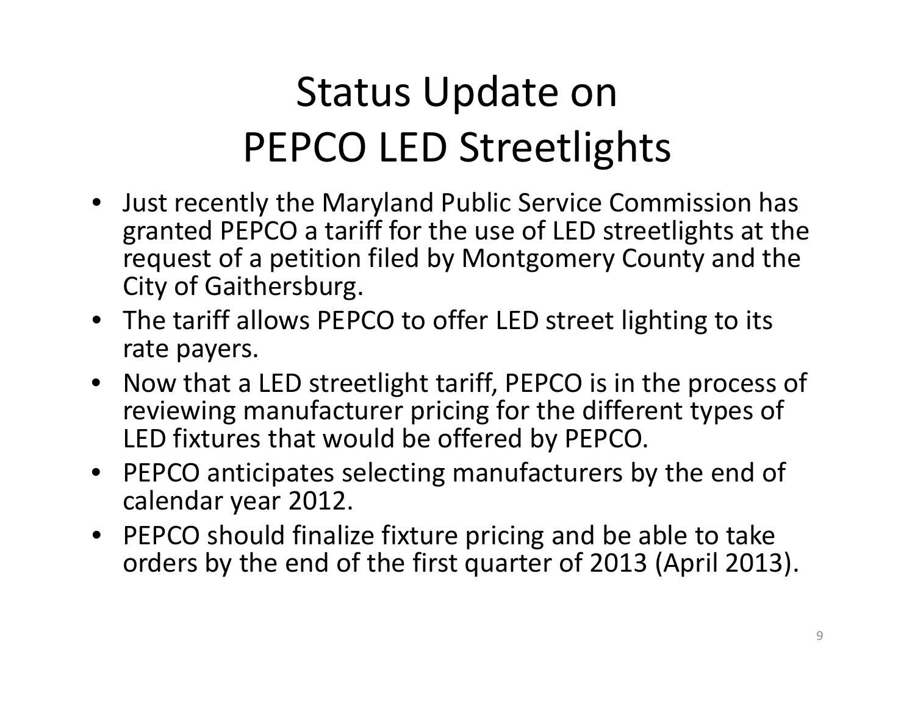# Status Update on PEPCO LED Streetlights

- Just recently the Maryland Public Service Commission has granted PEPCO a tariff for the use of LED streetlights at the request of a petition filed by Montgomery County and the City of Gaithersburg.
- The tariff allows PEPCO to offer LED street lighting to its rate payers.
- Now that a LED streetlight tariff, PEPCO is in the process of reviewing manufacturer pricing for the different types of LED fixtures that would be offered by PEPCO.
- PEPCO anticipates selecting manufacturers by the end of calendar year 2012.
- PEPCO should finalize fixture pricing and be able to take orders by the end of the first quarter of 2013 (April 2013).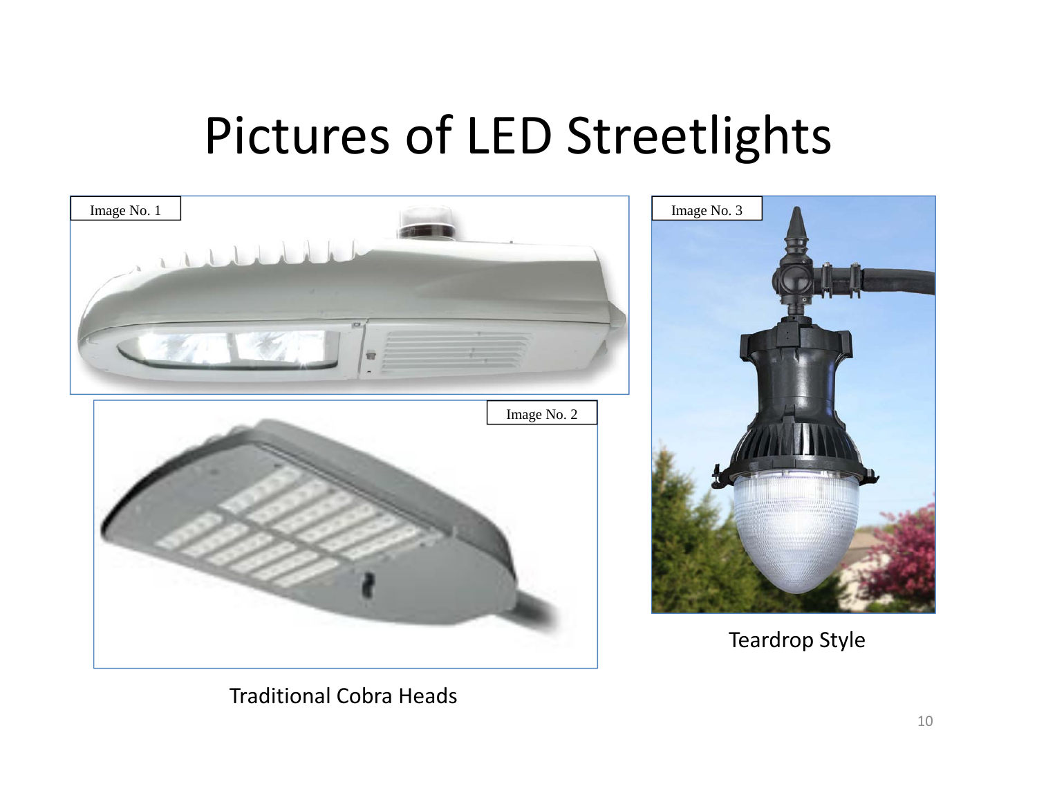# Pictures of LED Streetlights

Image No. 1

Image No. 2

Traditional Cobra Heads

Image No. 3

Teardrop Style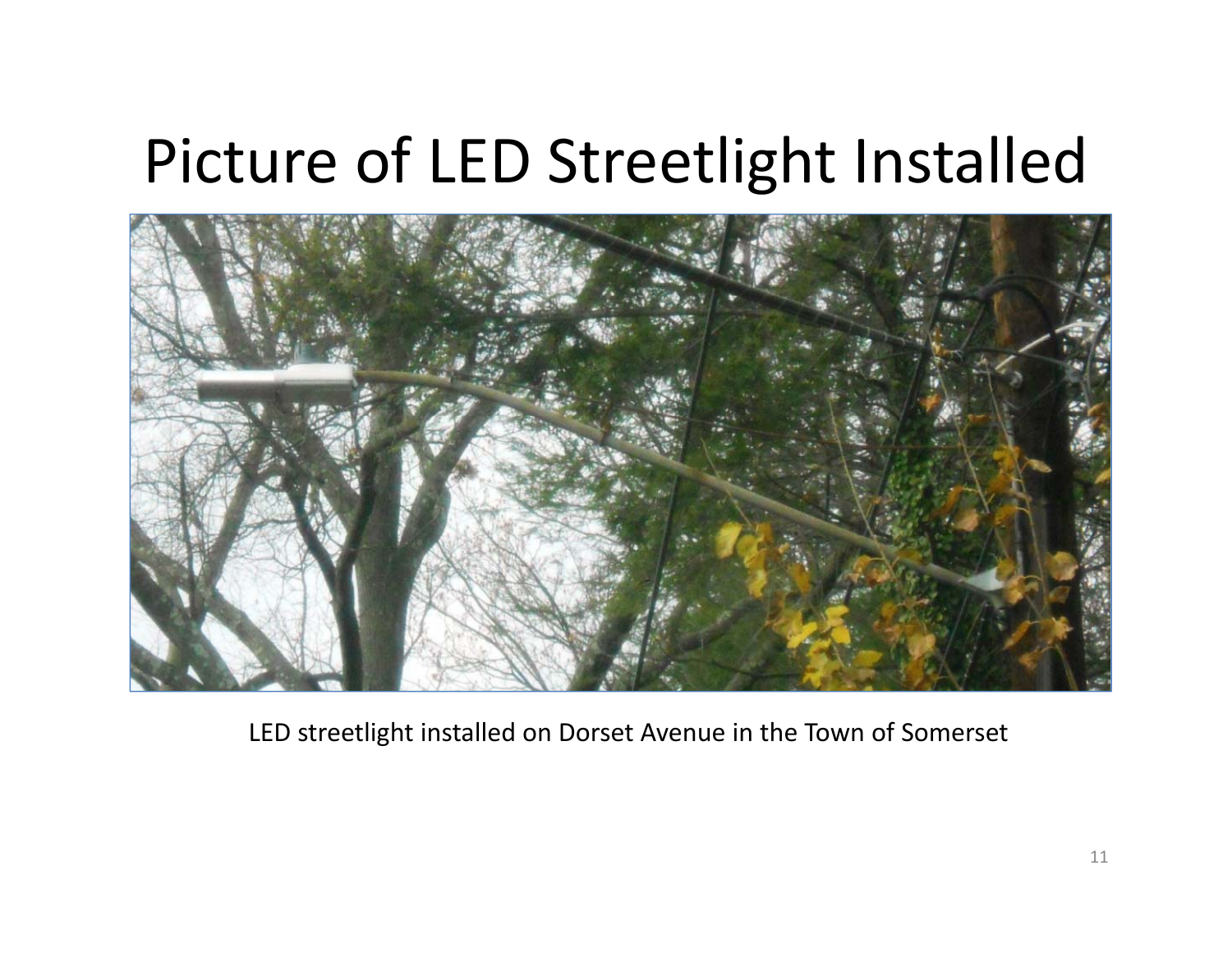# Picture of LED Streetlight Installed

LED streetlight installed on Dorset Avenue in the Town of Somerset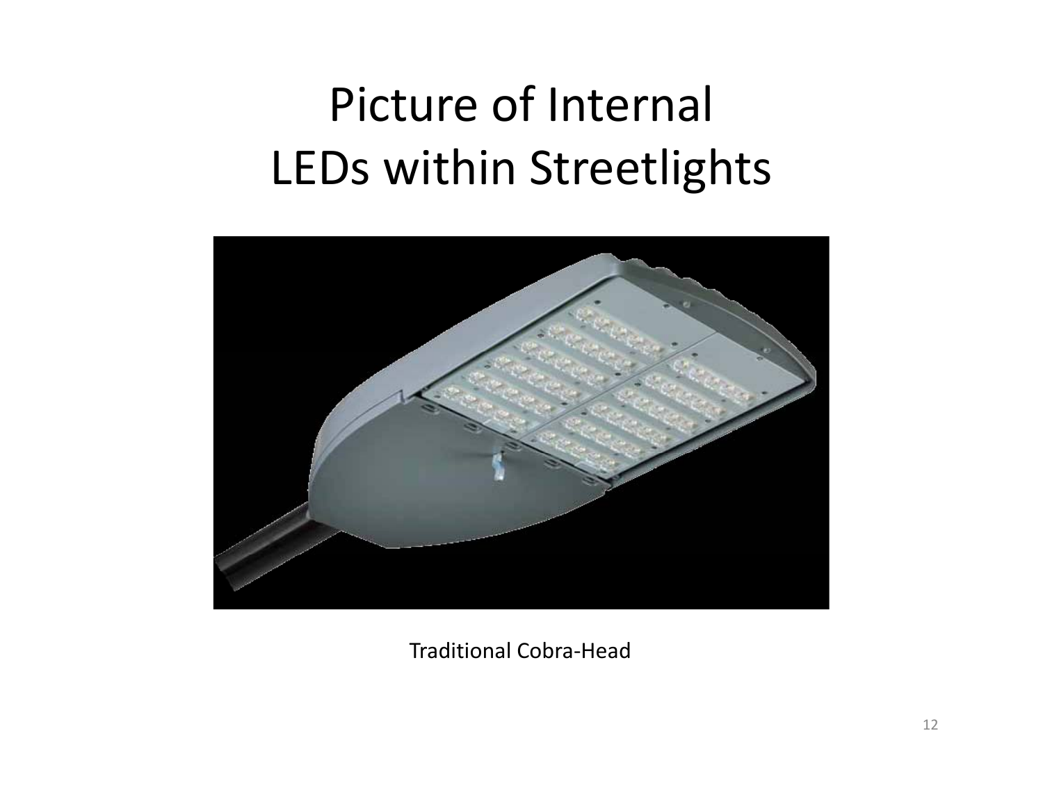# Picture of Internal LEDs within Streetlights

Traditional Cobra-Head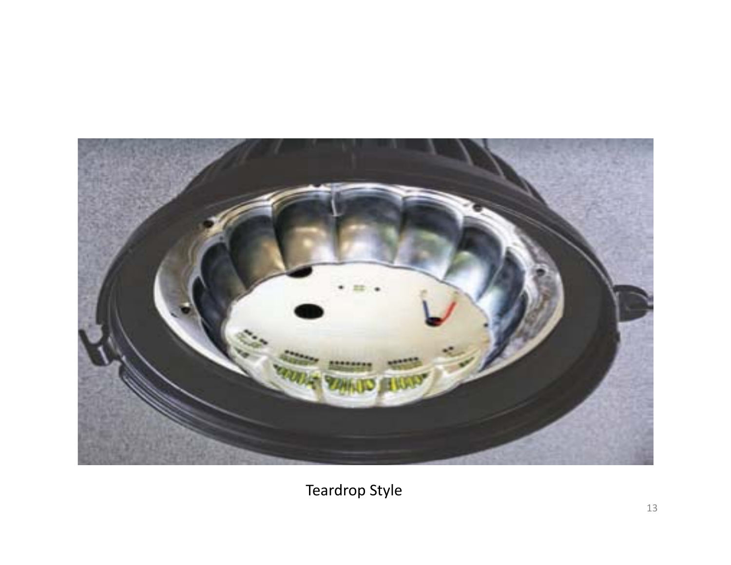Teardrop Style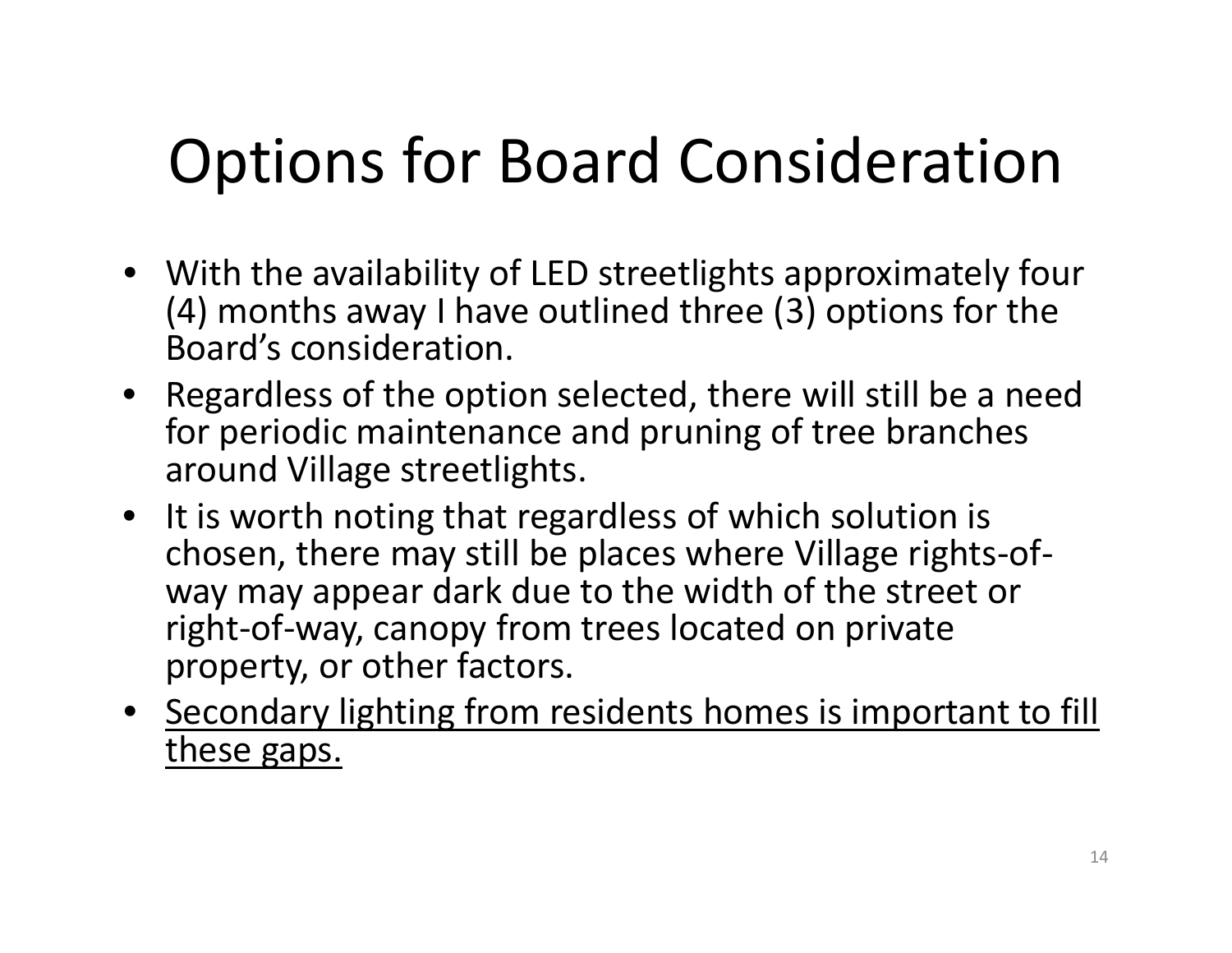# Options for Board Consideration

- With the availability of LED streetlights approximately four (4) months away I have outlined three (3) options for the Board's consideration.
- Regardless of the option selected, there will still be a need for periodic maintenance and pruning of tree branches around Village streetlights.
- It is worth noting that regardless of which solution is chosen, there may still be places where Village rights-of-way may appear dark due to the width of the street or right-of-way, canopy from trees located on private property, or other factors.
- <u>Secondary lighting from residents homes is important to fill these gaps.</u>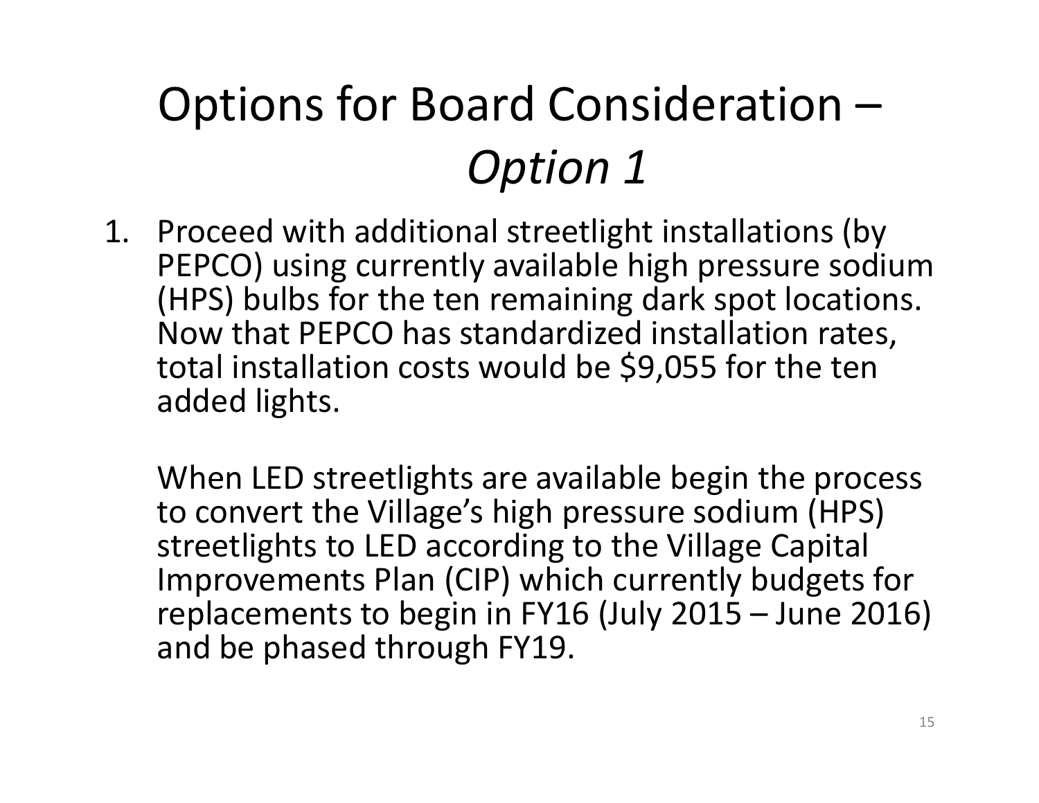# Options for Board Consideration – *Option 1*

1. Proceed with additional streetlight installations (by PEPCO) using currently available high pressure sodium (HPS) bulbs for the ten remaining dark spot locations. Now that PEPCO has standardized installation rates, total installation costs would be $9,055 for the ten added lights.

   When LED streetlights are available begin the process to convert the Village's high pressure sodium (HPS) streetlights to LED according to the Village Capital Improvements Plan (CIP) which currently budgets for replacements to begin in FY16 (July 2015 – June 2016) and be phased through FY19.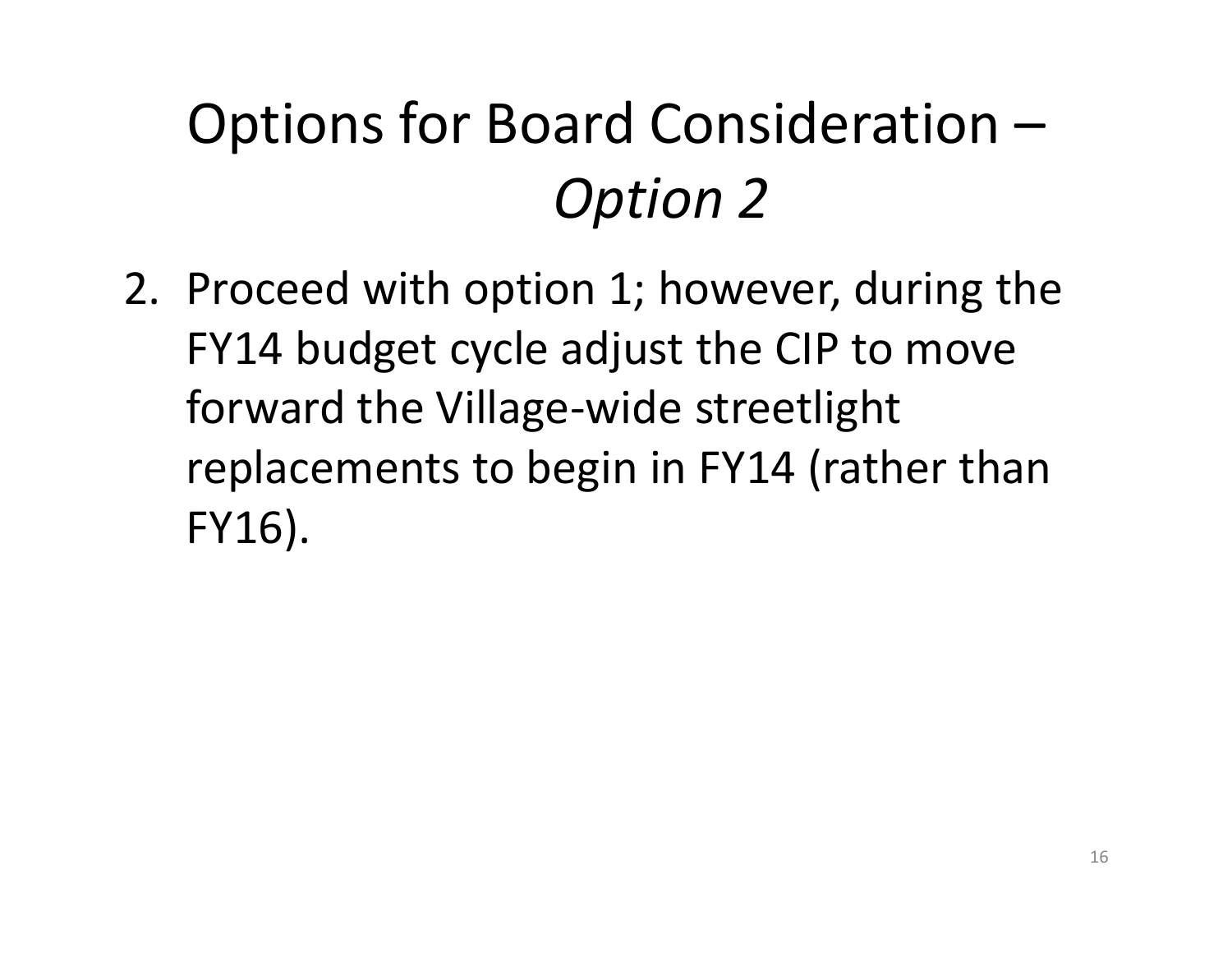# Options for Board Consideration – *Option 2*

2. Proceed with option 1; however, during the FY14 budget cycle adjust the CIP to move forward the Village-wide streetlight replacements to begin in FY14 (rather than FY16).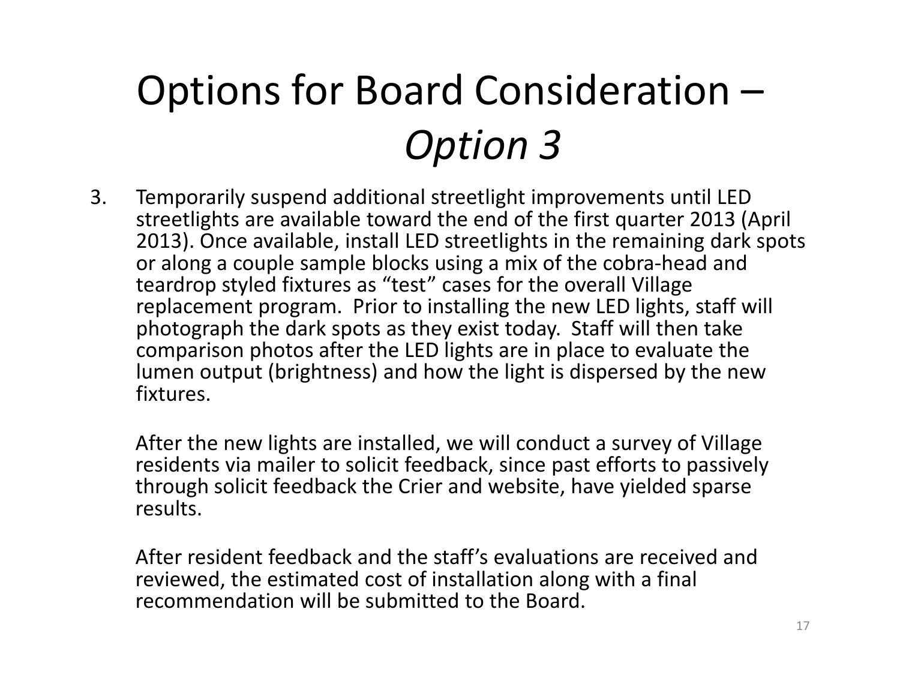# Options for Board Consideration – *Option 3*

3. Temporarily suspend additional streetlight improvements until LED streetlights are available toward the end of the first quarter 2013 (April 2013). Once available, install LED streetlights in the remaining dark spots or along a couple sample blocks using a mix of the cobra-head and teardrop styled fixtures as “test” cases for the overall Village replacement program. Prior to installing the new LED lights, staff will photograph the dark spots as they exist today. Staff will then take comparison photos after the LED lights are in place to evaluate the lumen output (brightness) and how the light is dispersed by the new fixtures.

   After the new lights are installed, we will conduct a survey of Village residents via mailer to solicit feedback, since past efforts to passively through solicit feedback the Crier and website, have yielded sparse results.

   After resident feedback and the staff’s evaluations are received and reviewed, the estimated cost of installation along with a final recommendation will be submitted to the Board.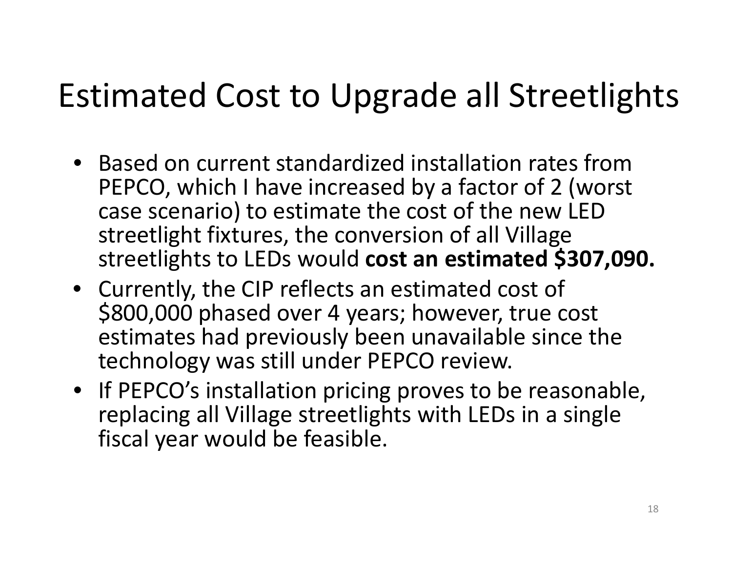# Estimated Cost to Upgrade all Streetlights

- Based on current standardized installation rates from PEPCO, which I have increased by a factor of 2 (worst case scenario) to estimate the cost of the new LED streetlight fixtures, the conversion of all Village streetlights to LEDs would **cost an estimated $307,090.**
- Currently, the CIP reflects an estimated cost of $800,000 phased over 4 years; however, true cost estimates had previously been unavailable since the technology was still under PEPCO review.
- If PEPCO's installation pricing proves to be reasonable, replacing all Village streetlights with LEDs in a single fiscal year would be feasible.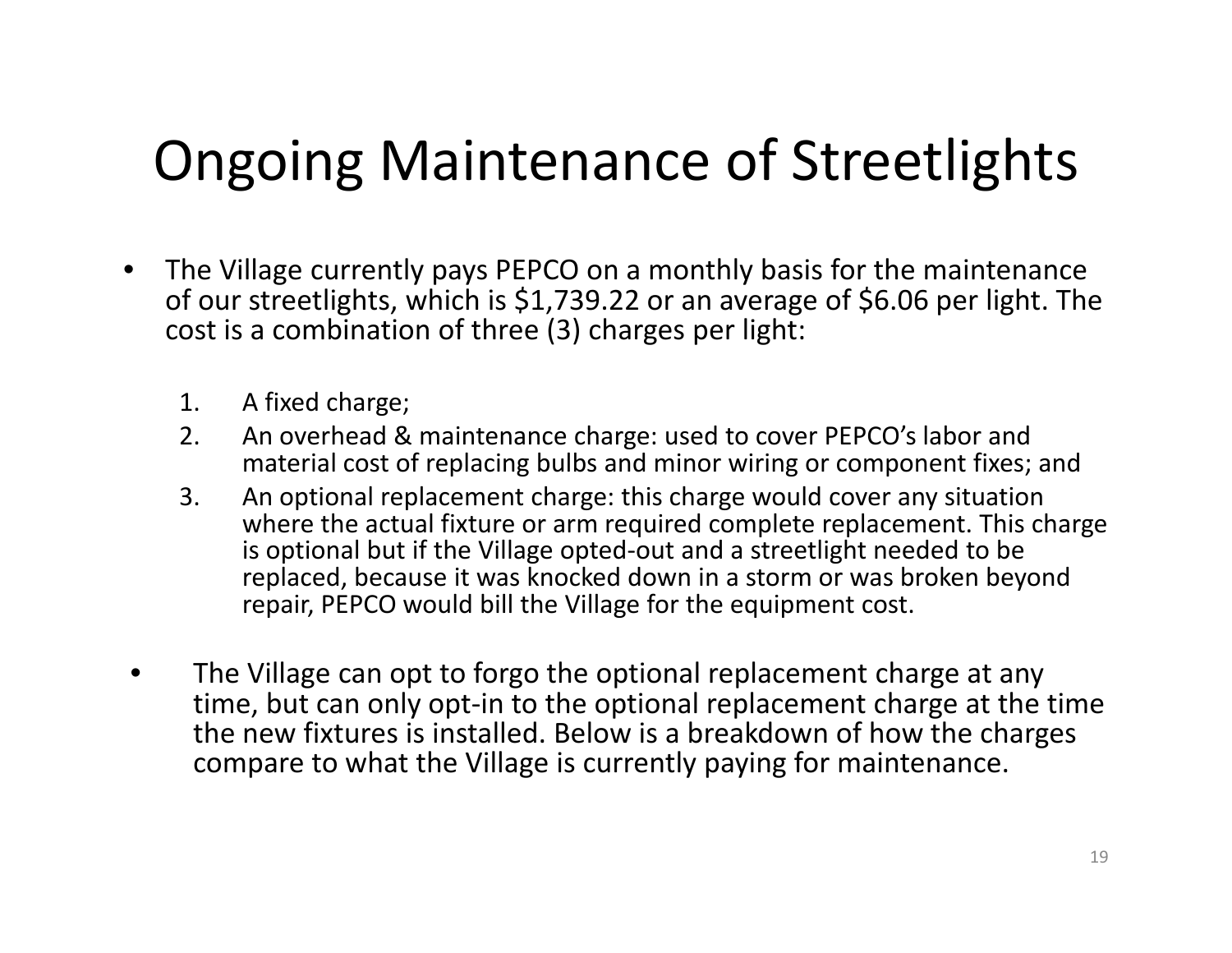# Ongoing Maintenance of Streetlights

- The Village currently pays PEPCO on a monthly basis for the maintenance of our streetlights, which is $1,739.22 or an average of $6.06 per light. The cost is a combination of three (3) charges per light:

    1. A fixed charge;
    2. An overhead & maintenance charge: used to cover PEPCO's labor and material cost of replacing bulbs and minor wiring or component fixes; and
    3. An optional replacement charge: this charge would cover any situation where the actual fixture or arm required complete replacement. This charge is optional but if the Village opted-out and a streetlight needed to be replaced, because it was knocked down in a storm or was broken beyond repair, PEPCO would bill the Village for the equipment cost.

- The Village can opt to forgo the optional replacement charge at any time, but can only opt-in to the optional replacement charge at the time the new fixtures is installed. Below is a breakdown of how the charges compare to what the Village is currently paying for maintenance.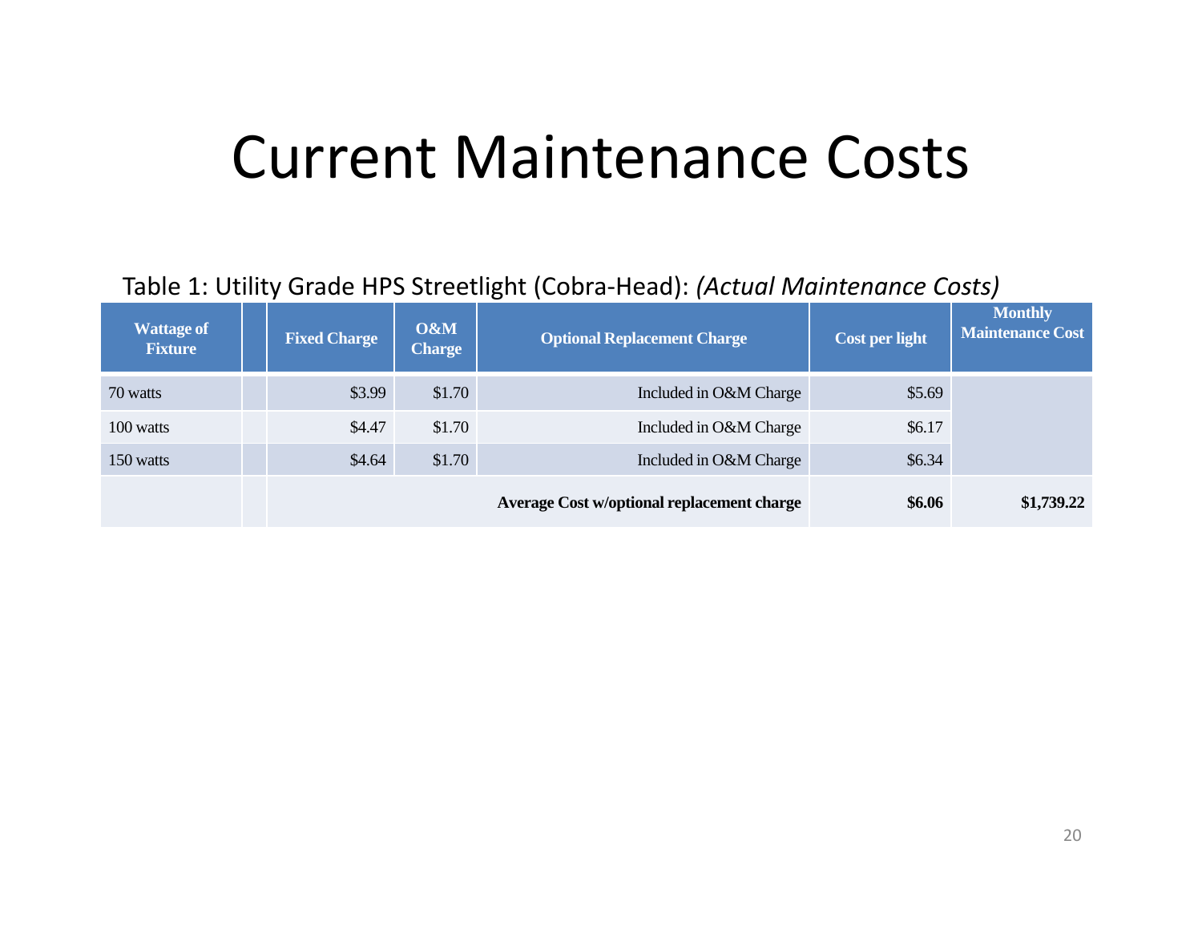# Current Maintenance Costs

Table 1: Utility Grade HPS Streetlight (Cobra-Head): *(Actual Maintenance Costs)*

| Wattage of Fixture | | Fixed Charge | O&M Charge | Optional Replacement Charge | Cost per light | Monthly Maintenance Cost |
|---|---|---|---|---|---|---|
| 70 watts | | $3.99 | $1.70 | Included in O&M Charge | $5.69 | |
| 100 watts | | $4.47 | $1.70 | Included in O&M Charge | $6.17 | |
| 150 watts | | $4.64 | $1.70 | Included in O&M Charge | $6.34 | |
| | | | | **Average Cost w/optional replacement charge** | **$6.06** | **$1,739.22** |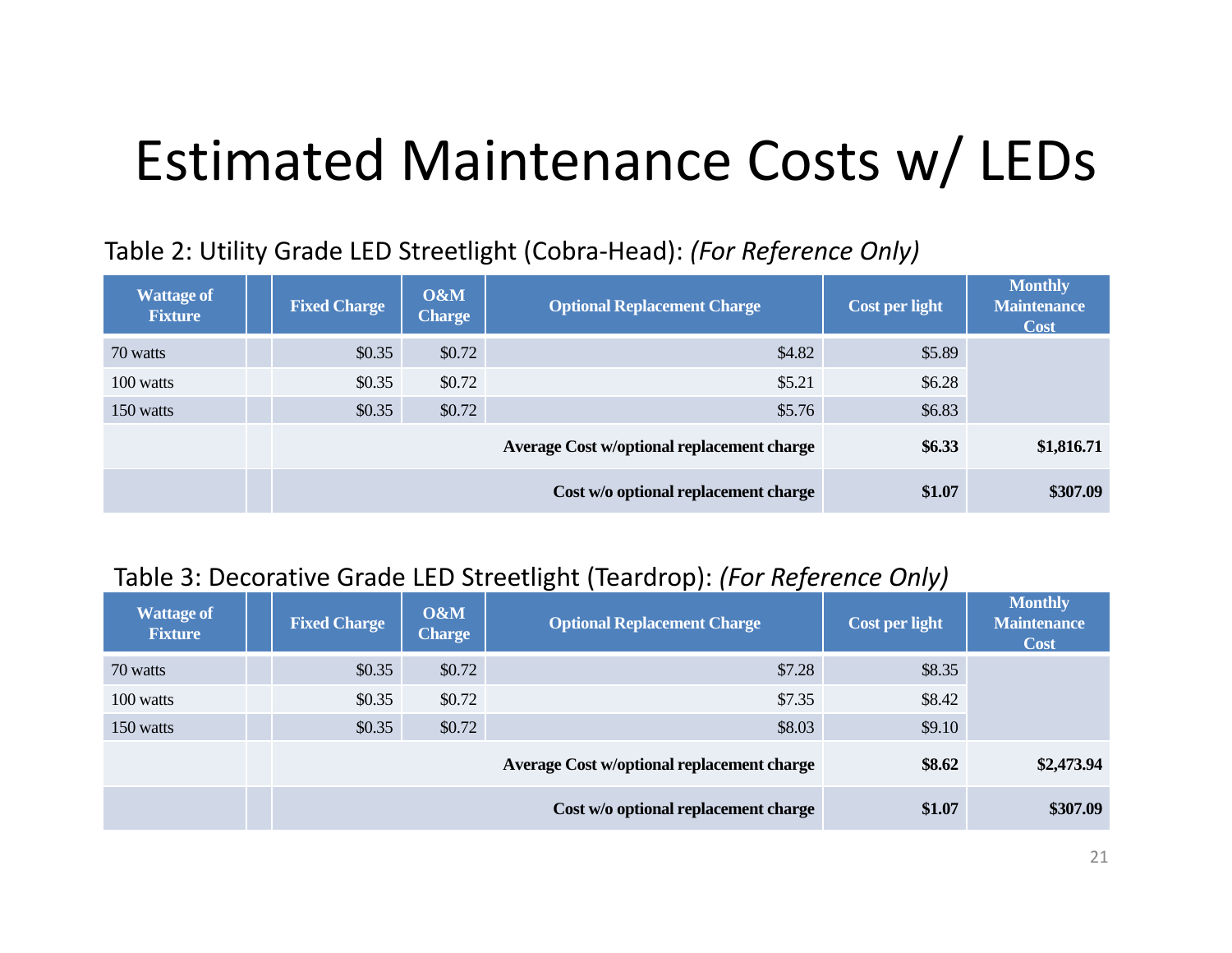# Estimated Maintenance Costs w/ LEDs

Table 2: Utility Grade LED Streetlight (Cobra-Head): *(For Reference Only)*

| Wattage of Fixture | | Fixed Charge | O&M Charge | Optional Replacement Charge | Cost per light | Monthly Maintenance Cost |
|---|---|---|---|---|---|---|
| 70 watts | | $0.35 | $0.72 | $4.82 | $5.89 | |
| 100 watts | | $0.35 | $0.72 | $5.21 | $6.28 | |
| 150 watts | | $0.35 | $0.72 | $5.76 | $6.83 | |
| | | | | **Average Cost w/optional replacement charge** | **$6.33** | **$1,816.71** |
| | | | | **Cost w/o optional replacement charge** | **$1.07** | **$307.09** |

Table 3: Decorative Grade LED Streetlight (Teardrop): *(For Reference Only)*

| Wattage of Fixture | | Fixed Charge | O&M Charge | Optional Replacement Charge | Cost per light | Monthly Maintenance Cost |
|---|---|---|---|---|---|---|
| 70 watts | | $0.35 | $0.72 | $7.28 | $8.35 | |
| 100 watts | | $0.35 | $0.72 | $7.35 | $8.42 | |
| 150 watts | | $0.35 | $0.72 | $8.03 | $9.10 | |
| | | | | **Average Cost w/optional replacement charge** | **$8.62** | **$2,473.94** |
| | | | | **Cost w/o optional replacement charge** | **$1.07** | **$307.09** |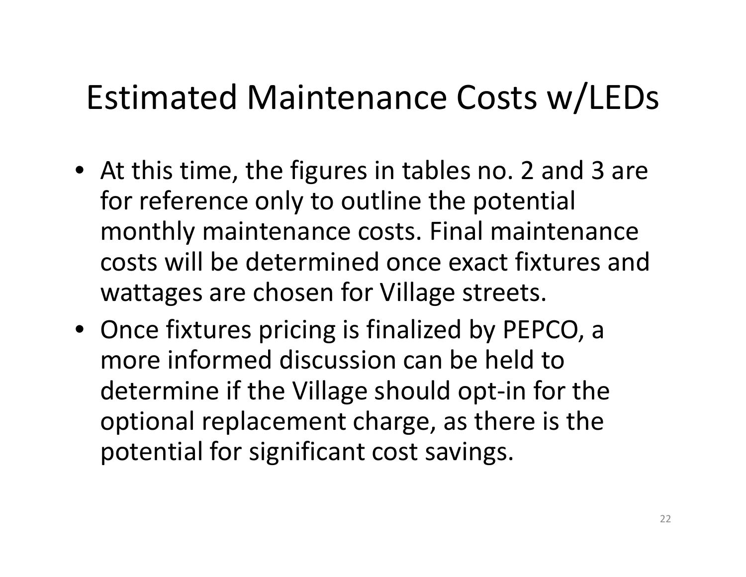# Estimated Maintenance Costs w/LEDs

- At this time, the figures in tables no. 2 and 3 are for reference only to outline the potential monthly maintenance costs. Final maintenance costs will be determined once exact fixtures and wattages are chosen for Village streets.
- Once fixtures pricing is finalized by PEPCO, a more informed discussion can be held to determine if the Village should opt-in for the optional replacement charge, as there is the potential for significant cost savings.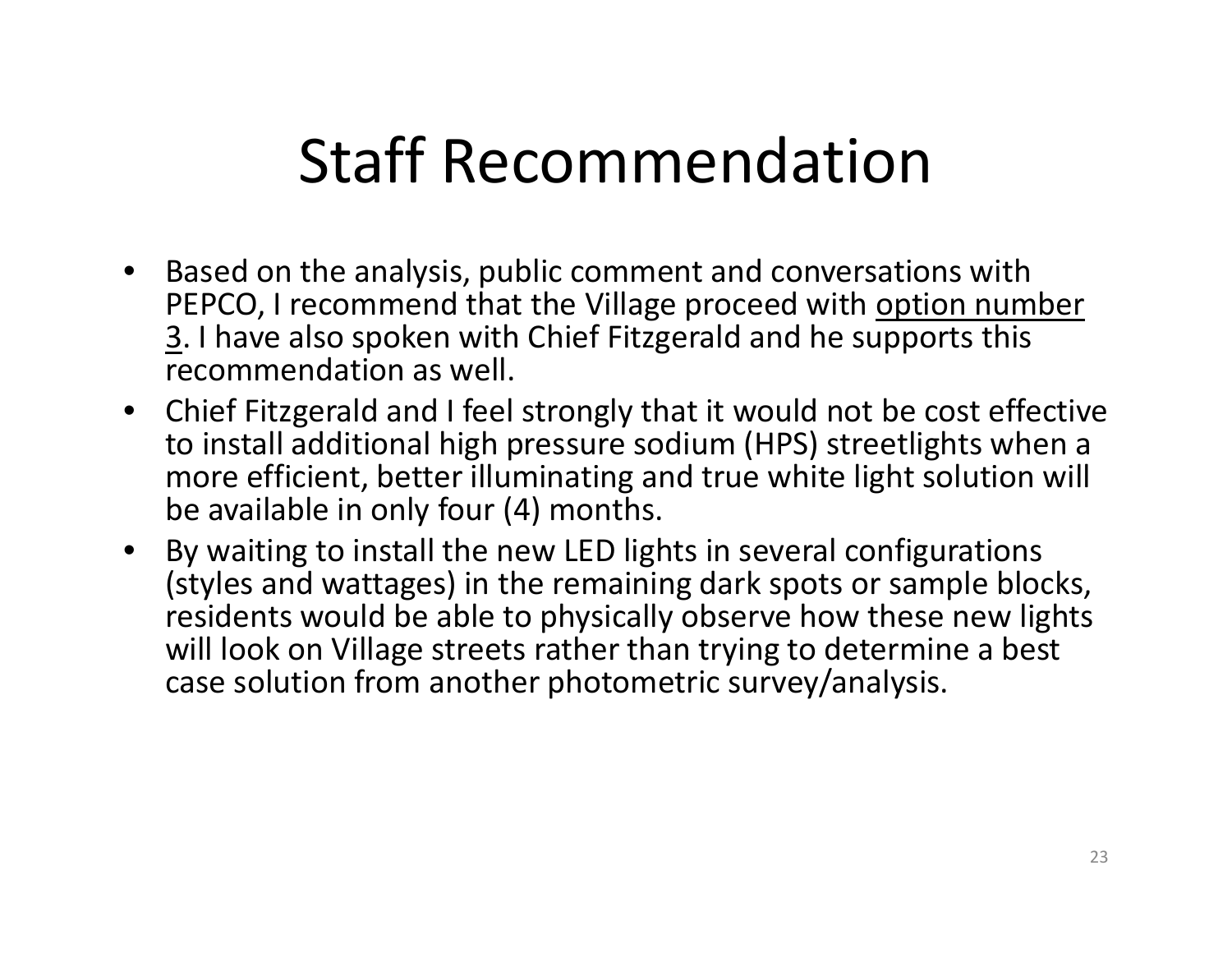# Staff Recommendation

- Based on the analysis, public comment and conversations with PEPCO, I recommend that the Village proceed with <u>option number 3</u>. I have also spoken with Chief Fitzgerald and he supports this recommendation as well.
- Chief Fitzgerald and I feel strongly that it would not be cost effective to install additional high pressure sodium (HPS) streetlights when a more efficient, better illuminating and true white light solution will be available in only four (4) months.
- By waiting to install the new LED lights in several configurations (styles and wattages) in the remaining dark spots or sample blocks, residents would be able to physically observe how these new lights will look on Village streets rather than trying to determine a best case solution from another photometric survey/analysis.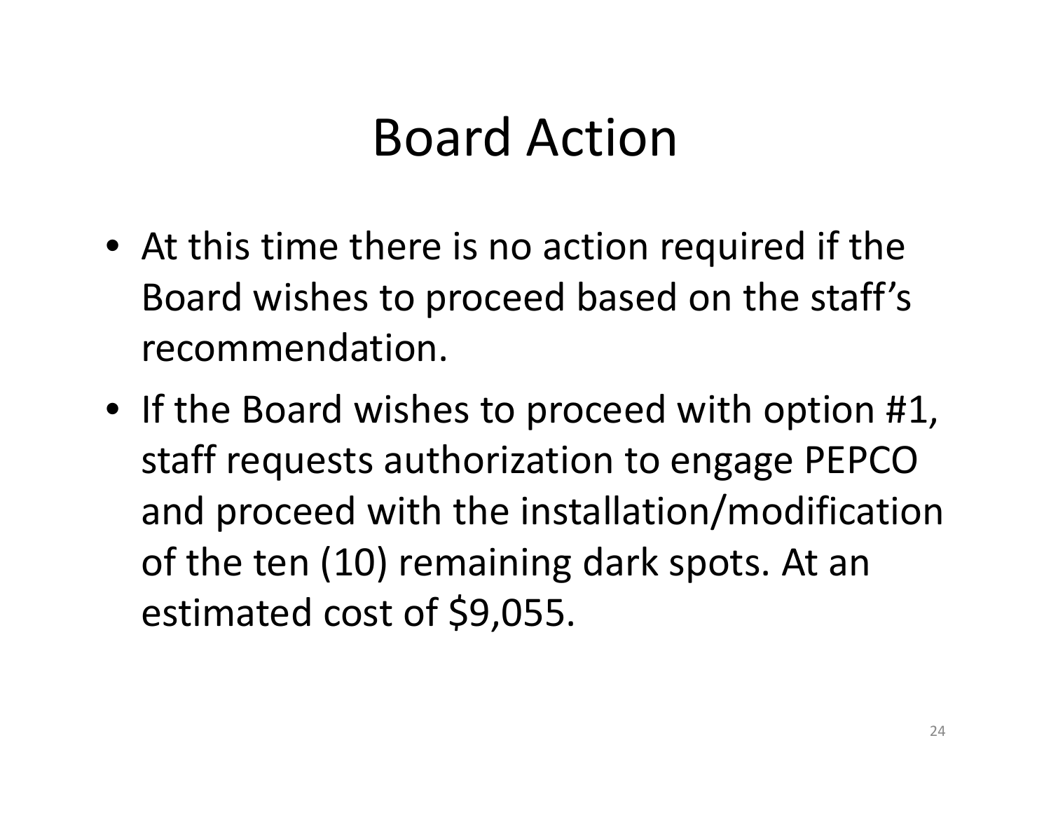# Board Action

- At this time there is no action required if the Board wishes to proceed based on the staff's recommendation.
- If the Board wishes to proceed with option #1, staff requests authorization to engage PEPCO and proceed with the installation/modification of the ten (10) remaining dark spots. At an estimated cost of $9,055.